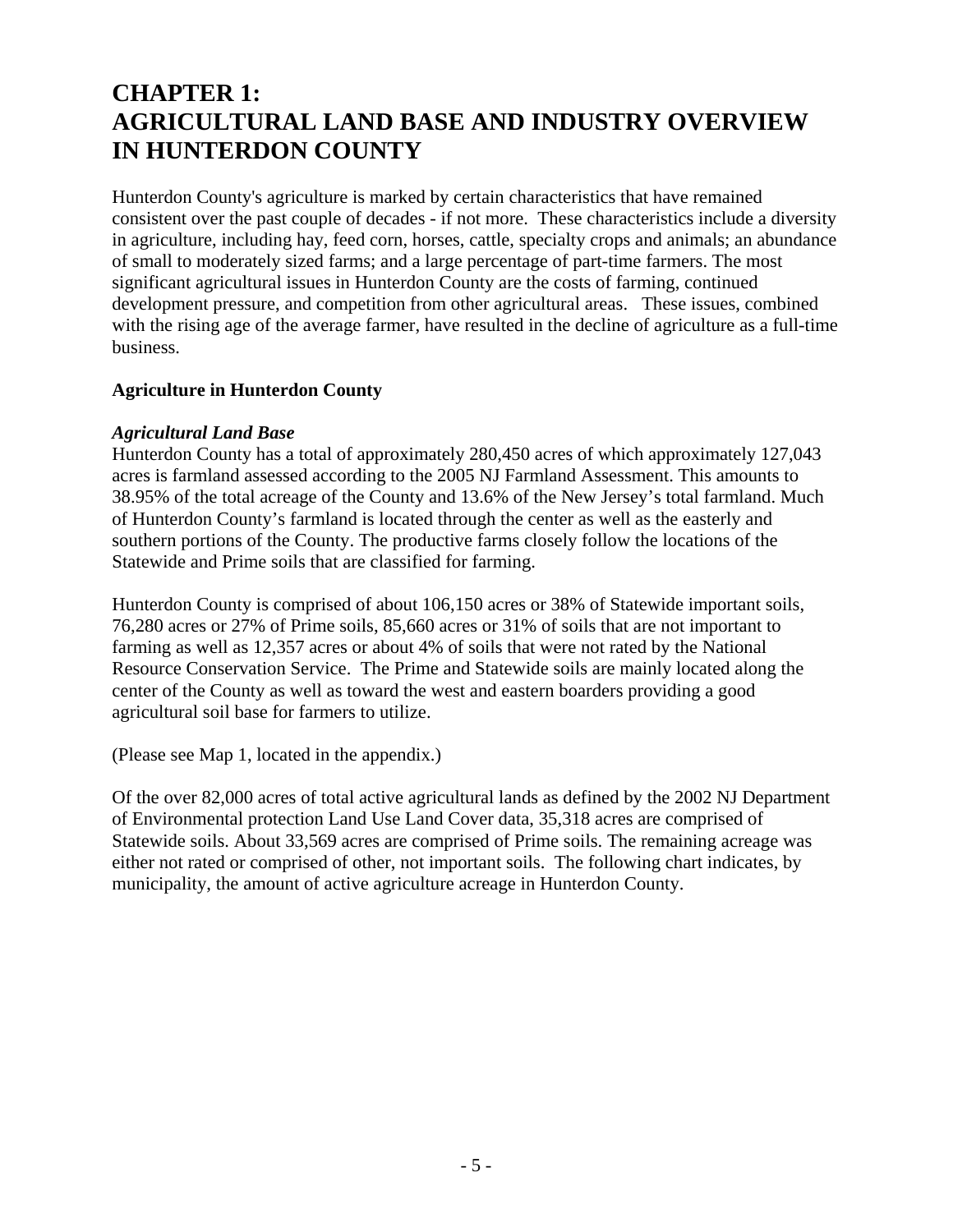# CHAPTER 1: AGRICULTURAL LAND BASE AND INDUSTRY OVERVIEW IN HUNTERDON COUNTY

Hunterdon County's agriculture is marked by certain characteristics that have remained consistent over the past couple of decades - if not more. These characteristics include a diversity in agriculture, including hay, feed corn, horses, cattle, specialty crops and animals; an abundance of small to moderately sized farms; and a large percentage of part-time farmers. The most significant agricultural issues in Hunterdon County are the costs of farming, continued development pressure, and competition from other agricultural areas. These issues, combined with the rising age of the average farmer, have resulted in the decline of agriculture as a full-time business.

## Agriculture in Hunterdon County

### *Agricultural Land Base*

Hunterdon County has a total of approximately 280,450 acres of which approximately 127,043 acres is farmland assessed according to the 2005 NJ Farmland Assessment. This amounts to 38.95% of the total acreage of the County and 13.6% of the New Jersey's total farmland. Much of Hunterdon County's farmland is located through the center as well as the easterly and southern portions of the County. The productive farms closely follow the locations of the Statewide and Prime soils that are classified for farming.

Hunterdon County is comprised of about 106,150 acres or 38% of Statewide important soils, 76,280 acres or 27% of Prime soils, 85,660 acres or 31% of soils that are not important to farming as well as 12,357 acres or about 4% of soils that were not rated by the National Resource Conservation Service. The Prime and Statewide soils are mainly located along the center of the County as well as toward the west and eastern boarders providing a good agricultural soil base for farmers to utilize.

(Please see Map 1, located in the appendix.)

Of the over 82,000 acres of total active agricultural lands as defined by the 2002 NJ Department of Environmental protection Land Use Land Cover data, 35,318 acres are comprised of Statewide soils. About 33,569 acres are comprised of Prime soils. The remaining acreage was either not rated or comprised of other, not important soils. The following chart indicates, by municipality, the amount of active agriculture acreage in Hunterdon County.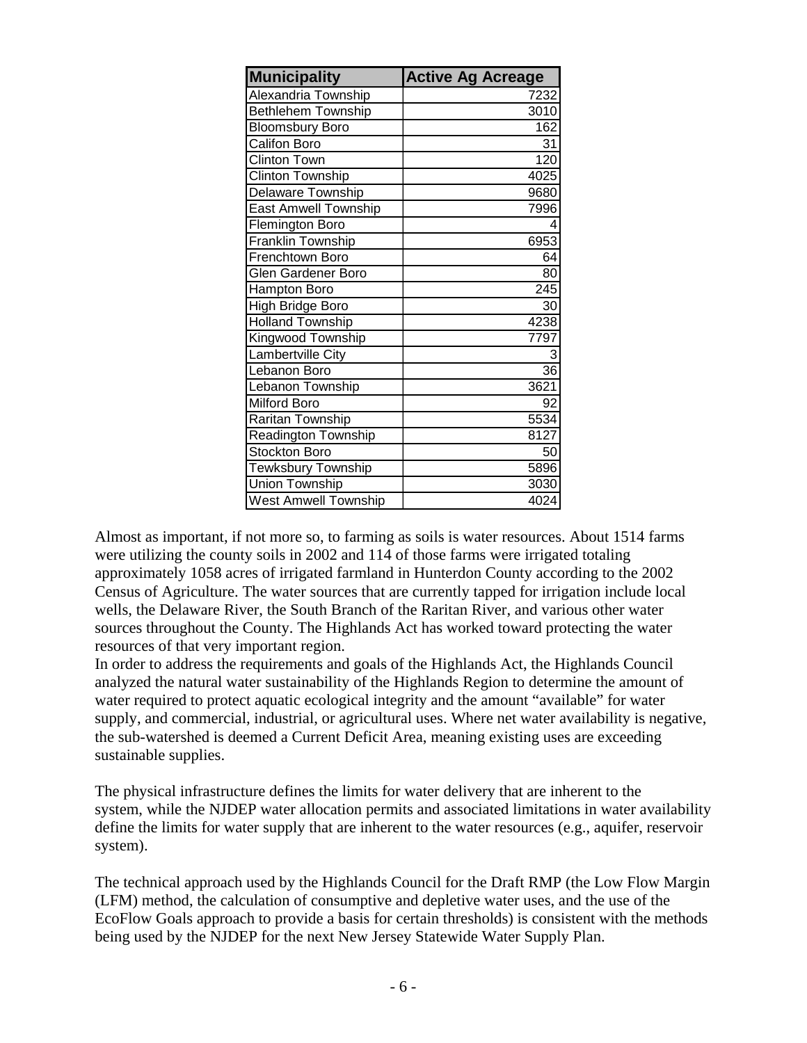| Municipality | Active Ag Acreage |
|---|---|
| Alexandria Township | 7232 |
| Bethlehem Township | 3010 |
| Bloomsbury Boro | 162 |
| Califon Boro | 31 |
| Clinton Town | 120 |
| Clinton Township | 4025 |
| Delaware Township | 9680 |
| East Amwell Township | 7996 |
| Flemington Boro | 4 |
| Franklin Township | 6953 |
| Frenchtown Boro | 64 |
| Glen Gardener Boro | 80 |
| Hampton Boro | 245 |
| High Bridge Boro | 30 |
| Holland Township | 4238 |
| Kingwood Township | 7797 |
| Lambertville City | 3 |
| Lebanon Boro | 36 |
| Lebanon Township | 3621 |
| Milford Boro | 92 |
| Raritan Township | 5534 |
| Readington Township | 8127 |
| Stockton Boro | 50 |
| Tewksbury Township | 5896 |
| Union Township | 3030 |
| West Amwell Township | 4024 |

Almost as important, if not more so, to farming as soils is water resources. About 1514 farms were utilizing the county soils in 2002 and 114 of those farms were irrigated totaling approximately 1058 acres of irrigated farmland in Hunterdon County according to the 2002 Census of Agriculture. The water sources that are currently tapped for irrigation include local wells, the Delaware River, the South Branch of the Raritan River, and various other water sources throughout the County. The Highlands Act has worked toward protecting the water resources of that very important region.

In order to address the requirements and goals of the Highlands Act, the Highlands Council analyzed the natural water sustainability of the Highlands Region to determine the amount of water required to protect aquatic ecological integrity and the amount "available" for water supply, and commercial, industrial, or agricultural uses. Where net water availability is negative, the sub-watershed is deemed a Current Deficit Area, meaning existing uses are exceeding sustainable supplies.

The physical infrastructure defines the limits for water delivery that are inherent to the system, while the NJDEP water allocation permits and associated limitations in water availability define the limits for water supply that are inherent to the water resources (e.g., aquifer, reservoir system).

The technical approach used by the Highlands Council for the Draft RMP (the Low Flow Margin (LFM) method, the calculation of consumptive and depletive water uses, and the use of the EcoFlow Goals approach to provide a basis for certain thresholds) is consistent with the methods being used by the NJDEP for the next New Jersey Statewide Water Supply Plan.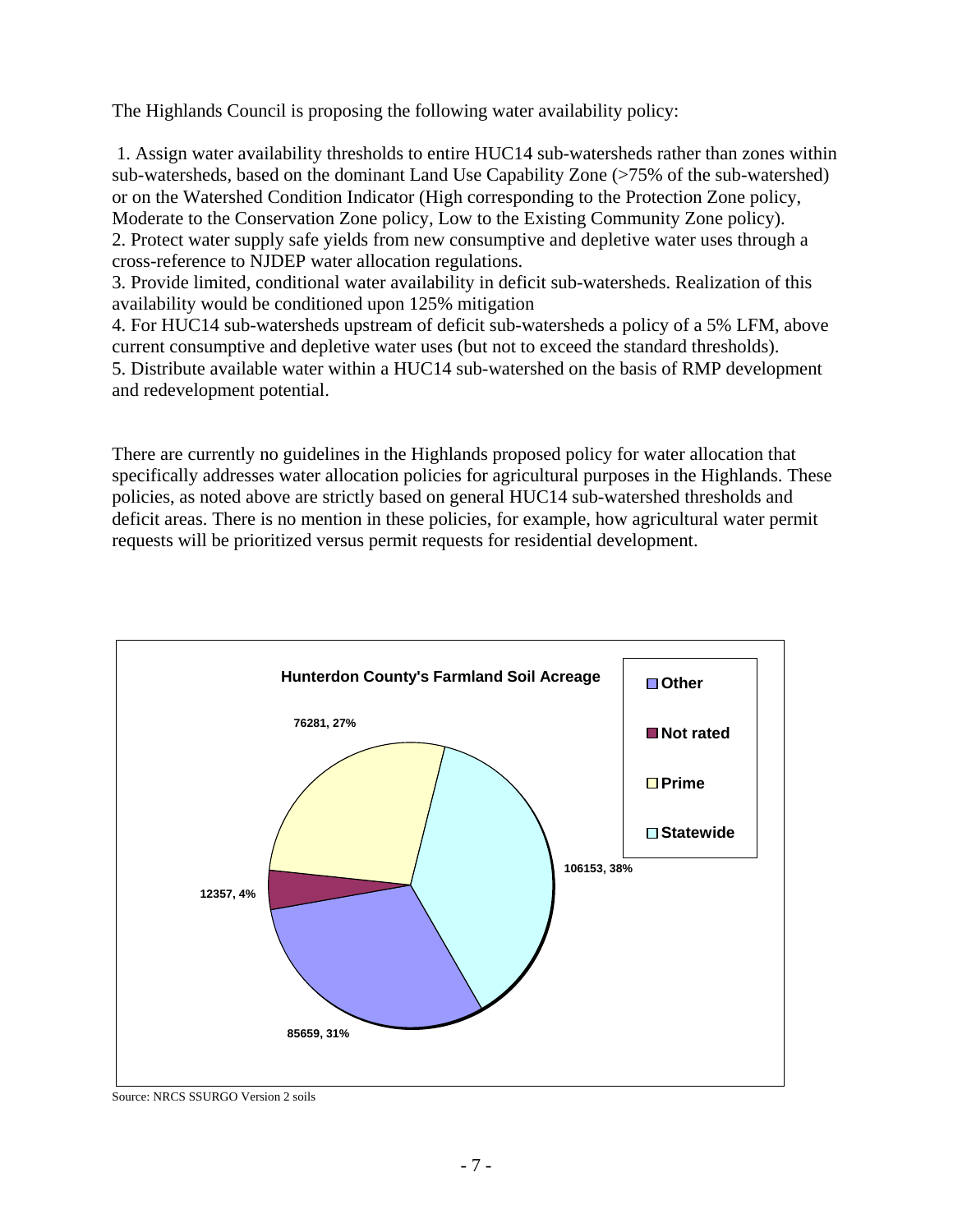The Highlands Council is proposing the following water availability policy:

1. Assign water availability thresholds to entire HUC14 sub-watersheds rather than zones within sub-watersheds, based on the dominant Land Use Capability Zone (>75% of the sub-watershed) or on the Watershed Condition Indicator (High corresponding to the Protection Zone policy, Moderate to the Conservation Zone policy, Low to the Existing Community Zone policy).
2. Protect water supply safe yields from new consumptive and depletive water uses through a cross-reference to NJDEP water allocation regulations.
3. Provide limited, conditional water availability in deficit sub-watersheds. Realization of this availability would be conditioned upon 125% mitigation
4. For HUC14 sub-watersheds upstream of deficit sub-watersheds a policy of a 5% LFM, above current consumptive and depletive water uses (but not to exceed the standard thresholds).
5. Distribute available water within a HUC14 sub-watershed on the basis of RMP development and redevelopment potential.

There are currently no guidelines in the Highlands proposed policy for water allocation that specifically addresses water allocation policies for agricultural purposes in the Highlands. These policies, as noted above are strictly based on general HUC14 sub-watershed thresholds and deficit areas. There is no mention in these policies, for example, how agricultural water permit requests will be prioritized versus permit requests for residential development.

**Hunterdon County's Farmland Soil Acreage**

| Category | Acreage | Percent |
|---|---|---|
| Other | 85659 | 31% |
| Not rated | 12357 | 4% |
| Prime | 76281 | 27% |
| Statewide | 106153 | 38% |

Source: NRCS SSURGO Version 2 soils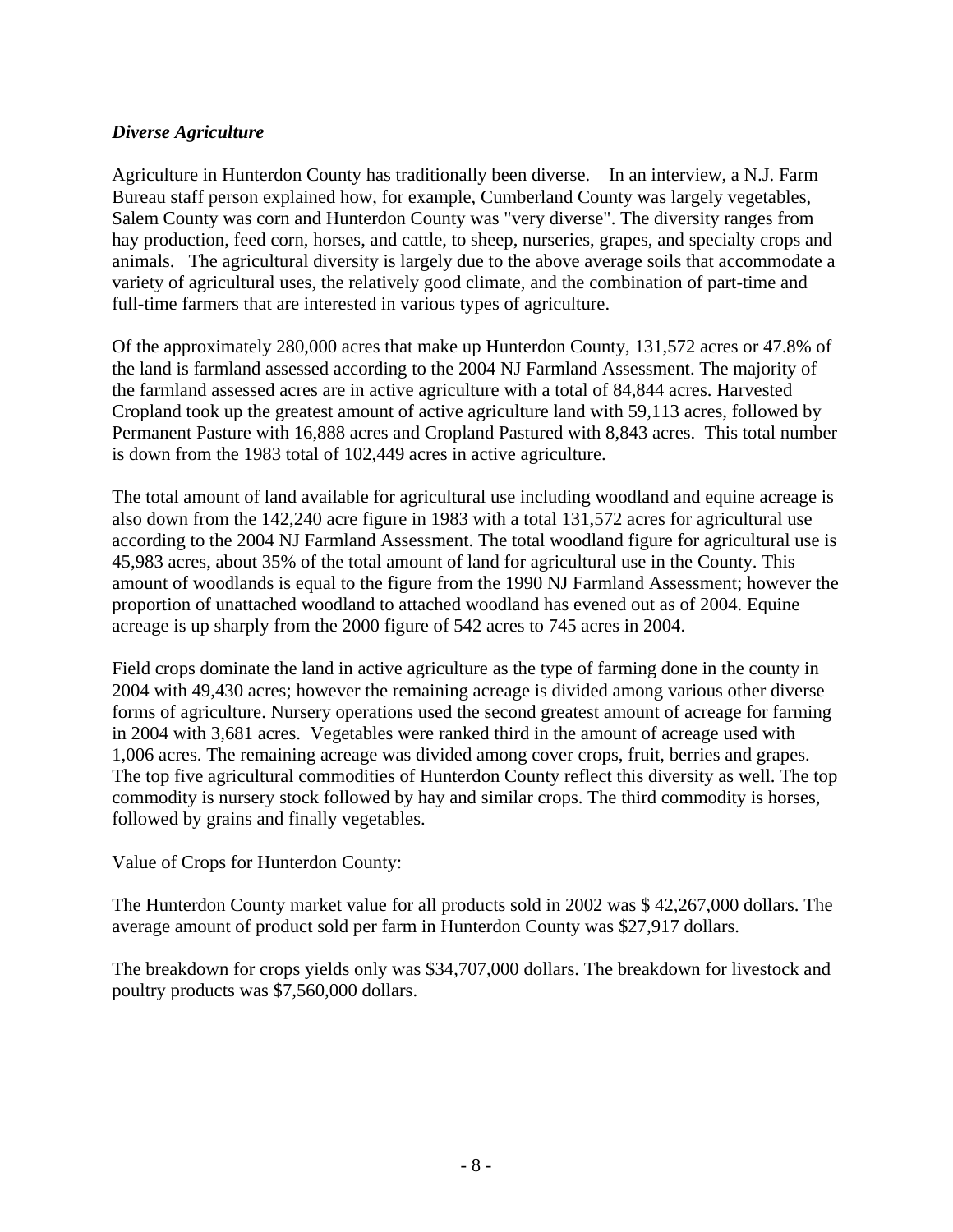***Diverse Agriculture***

Agriculture in Hunterdon County has traditionally been diverse. In an interview, a N.J. Farm Bureau staff person explained how, for example, Cumberland County was largely vegetables, Salem County was corn and Hunterdon County was "very diverse". The diversity ranges from hay production, feed corn, horses, and cattle, to sheep, nurseries, grapes, and specialty crops and animals. The agricultural diversity is largely due to the above average soils that accommodate a variety of agricultural uses, the relatively good climate, and the combination of part-time and full-time farmers that are interested in various types of agriculture.

Of the approximately 280,000 acres that make up Hunterdon County, 131,572 acres or 47.8% of the land is farmland assessed according to the 2004 NJ Farmland Assessment. The majority of the farmland assessed acres are in active agriculture with a total of 84,844 acres. Harvested Cropland took up the greatest amount of active agriculture land with 59,113 acres, followed by Permanent Pasture with 16,888 acres and Cropland Pastured with 8,843 acres. This total number is down from the 1983 total of 102,449 acres in active agriculture.

The total amount of land available for agricultural use including woodland and equine acreage is also down from the 142,240 acre figure in 1983 with a total 131,572 acres for agricultural use according to the 2004 NJ Farmland Assessment. The total woodland figure for agricultural use is 45,983 acres, about 35% of the total amount of land for agricultural use in the County. This amount of woodlands is equal to the figure from the 1990 NJ Farmland Assessment; however the proportion of unattached woodland to attached woodland has evened out as of 2004. Equine acreage is up sharply from the 2000 figure of 542 acres to 745 acres in 2004.

Field crops dominate the land in active agriculture as the type of farming done in the county in 2004 with 49,430 acres; however the remaining acreage is divided among various other diverse forms of agriculture. Nursery operations used the second greatest amount of acreage for farming in 2004 with 3,681 acres. Vegetables were ranked third in the amount of acreage used with 1,006 acres. The remaining acreage was divided among cover crops, fruit, berries and grapes. The top five agricultural commodities of Hunterdon County reflect this diversity as well. The top commodity is nursery stock followed by hay and similar crops. The third commodity is horses, followed by grains and finally vegetables.

Value of Crops for Hunterdon County:

The Hunterdon County market value for all products sold in 2002 was $ 42,267,000 dollars. The average amount of product sold per farm in Hunterdon County was $27,917 dollars.

The breakdown for crops yields only was $34,707,000 dollars. The breakdown for livestock and poultry products was $7,560,000 dollars.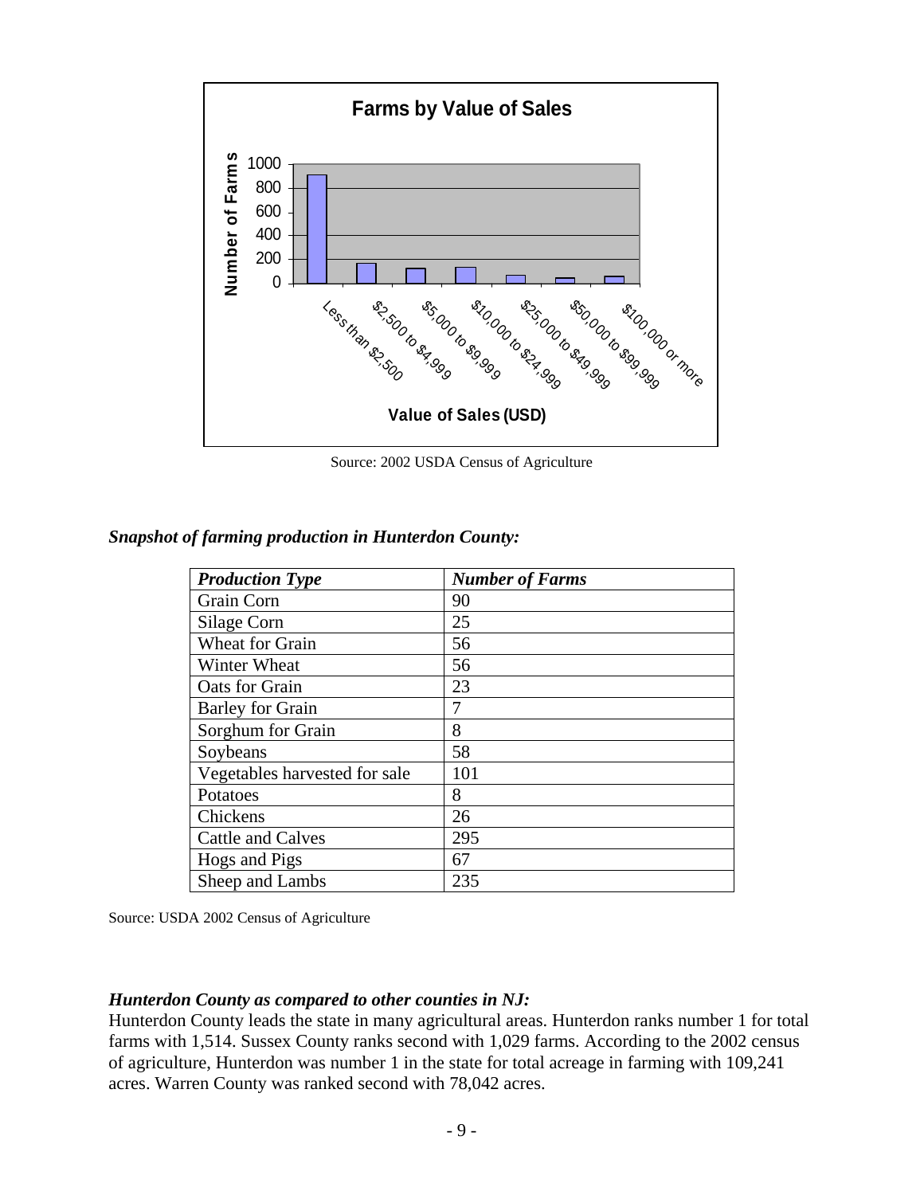Source: 2002 USDA Census of Agriculture

***Snapshot of farming production in Hunterdon County:***

| *Production Type* | *Number of Farms* |
| --- | --- |
| Grain Corn | 90 |
| Silage Corn | 25 |
| Wheat for Grain | 56 |
| Winter Wheat | 56 |
| Oats for Grain | 23 |
| Barley for Grain | 7 |
| Sorghum for Grain | 8 |
| Soybeans | 58 |
| Vegetables harvested for sale | 101 |
| Potatoes | 8 |
| Chickens | 26 |
| Cattle and Calves | 295 |
| Hogs and Pigs | 67 |
| Sheep and Lambs | 235 |

Source: USDA 2002 Census of Agriculture

***Hunterdon County as compared to other counties in NJ:***

Hunterdon County leads the state in many agricultural areas. Hunterdon ranks number 1 for total farms with 1,514. Sussex County ranks second with 1,029 farms. According to the 2002 census of agriculture, Hunterdon was number 1 in the state for total acreage in farming with 109,241 acres. Warren County was ranked second with 78,042 acres.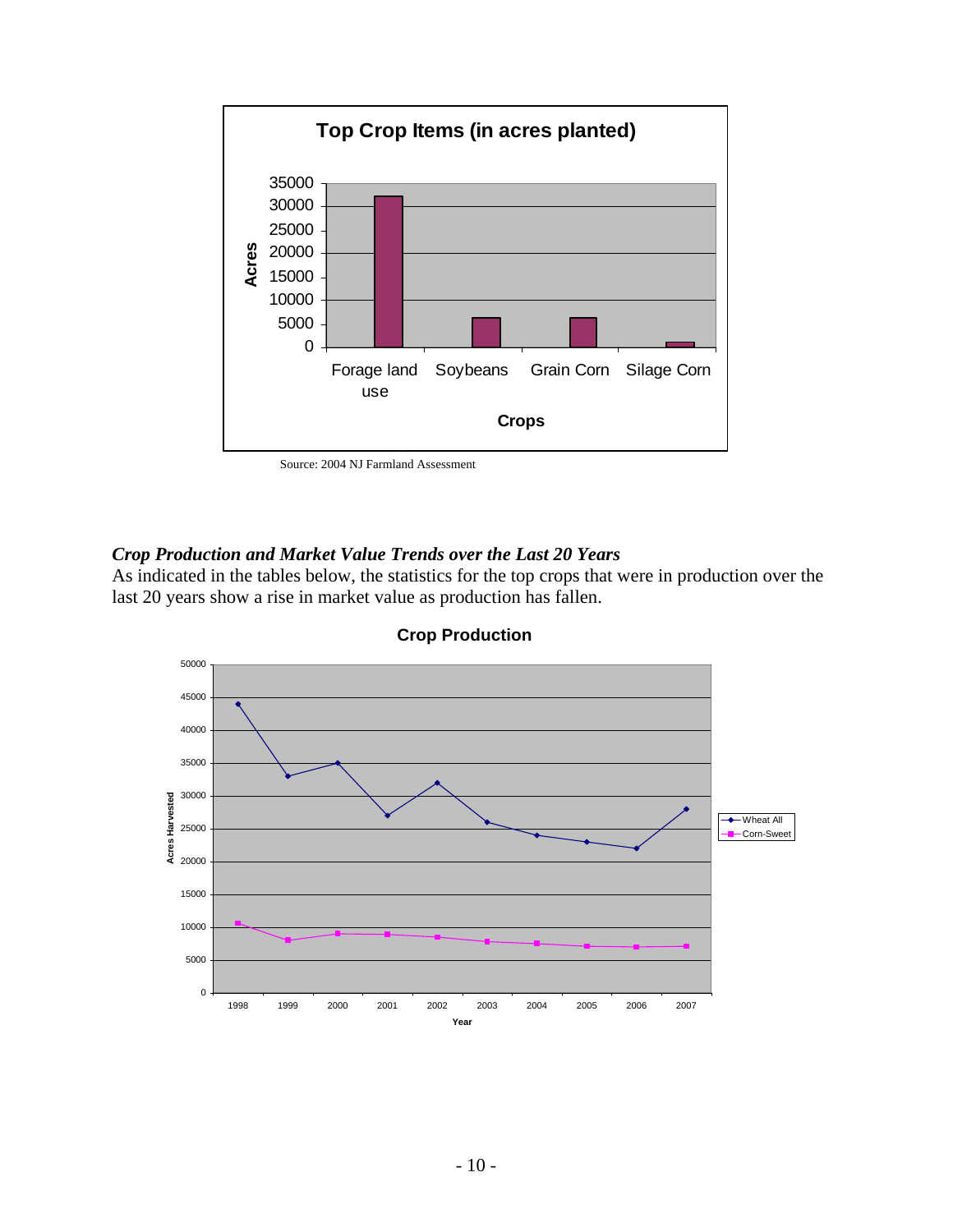Source: 2004 NJ Farmland Assessment

### *Crop Production and Market Value Trends over the Last 20 Years*

As indicated in the tables below, the statistics for the top crops that were in production over the last 20 years show a rise in market value as production has fallen.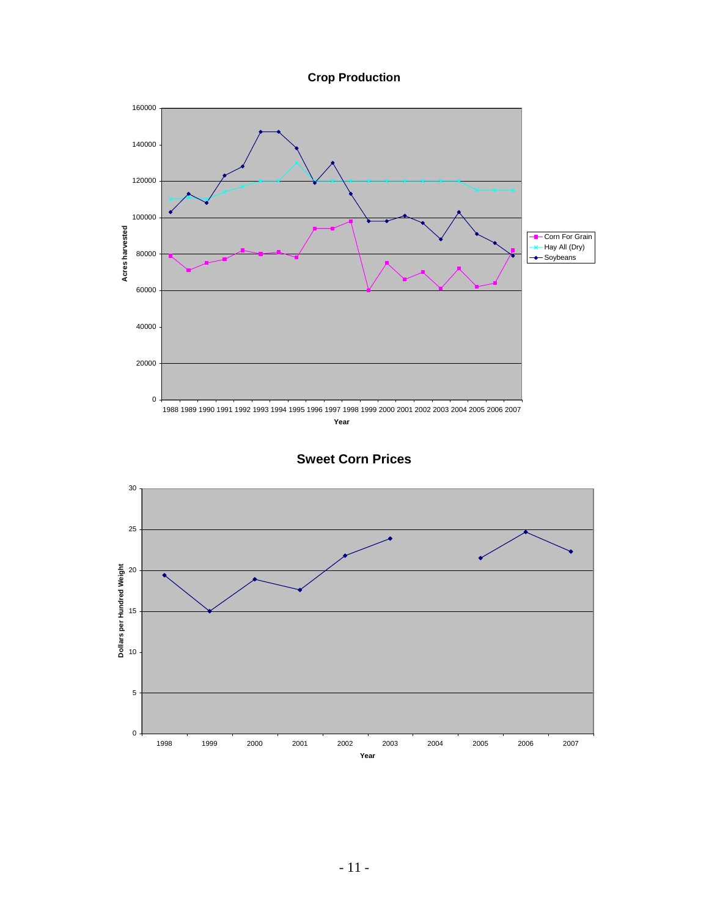## Crop Production

Acres harvested

Legend: Corn For Grain, Hay All (Dry), Soybeans

Year: 1988 1989 1990 1991 1992 1993 1994 1995 1996 1997 1998 1999 2000 2001 2002 2003 2004 2005 2006 2007

## Sweet Corn Prices

Dollars per Hundred Weight

Year: 1998 1999 2000 2001 2002 2003 2004 2005 2006 2007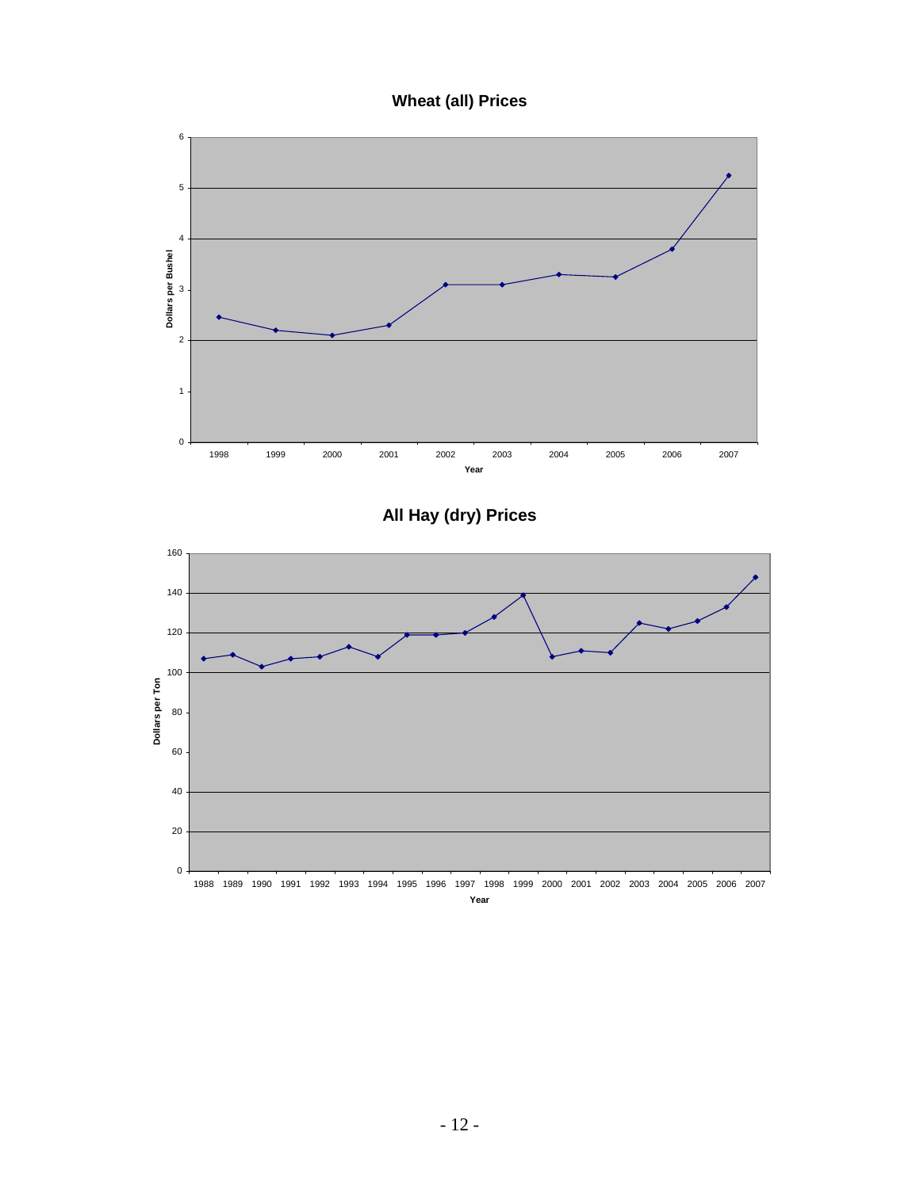## Wheat (all) Prices

## All Hay (dry) Prices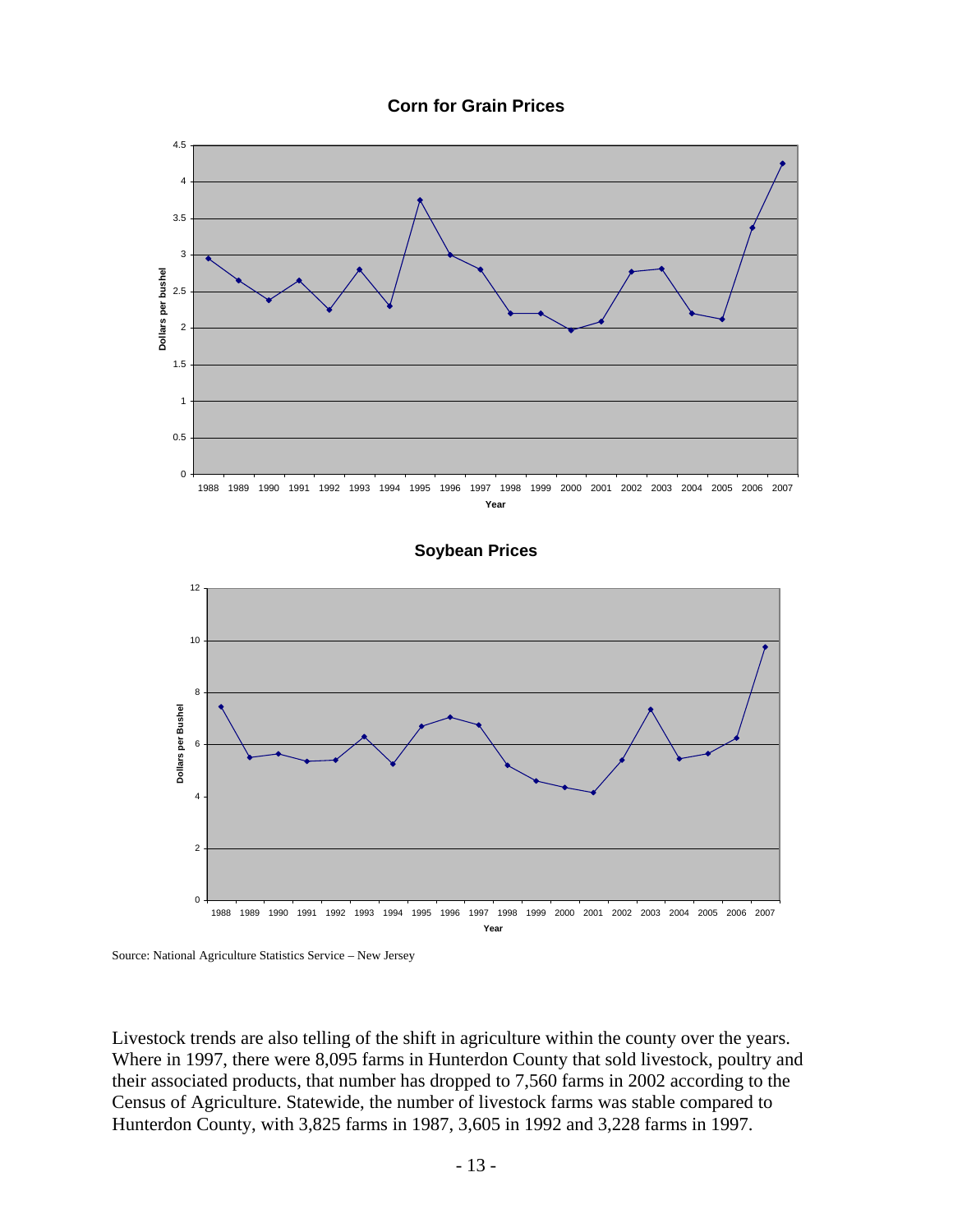**Corn for Grain Prices**

**Soybean Prices**

Source: National Agriculture Statistics Service – New Jersey

Livestock trends are also telling of the shift in agriculture within the county over the years. Where in 1997, there were 8,095 farms in Hunterdon County that sold livestock, poultry and their associated products, that number has dropped to 7,560 farms in 2002 according to the Census of Agriculture. Statewide, the number of livestock farms was stable compared to Hunterdon County, with 3,825 farms in 1987, 3,605 in 1992 and 3,228 farms in 1997.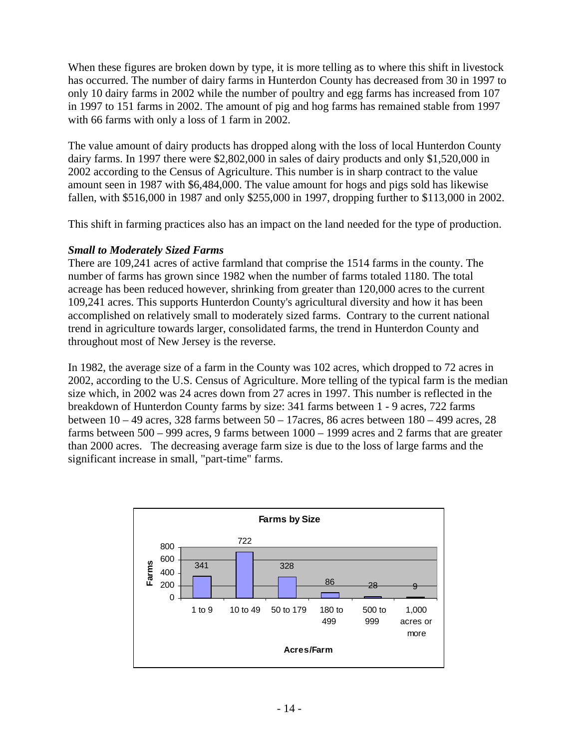When these figures are broken down by type, it is more telling as to where this shift in livestock has occurred. The number of dairy farms in Hunterdon County has decreased from 30 in 1997 to only 10 dairy farms in 2002 while the number of poultry and egg farms has increased from 107 in 1997 to 151 farms in 2002. The amount of pig and hog farms has remained stable from 1997 with 66 farms with only a loss of 1 farm in 2002.

The value amount of dairy products has dropped along with the loss of local Hunterdon County dairy farms. In 1997 there were $2,802,000 in sales of dairy products and only $1,520,000 in 2002 according to the Census of Agriculture. This number is in sharp contract to the value amount seen in 1987 with $6,484,000. The value amount for hogs and pigs sold has likewise fallen, with $516,000 in 1987 and only $255,000 in 1997, dropping further to $113,000 in 2002.

This shift in farming practices also has an impact on the land needed for the type of production.

***Small to Moderately Sized Farms***

There are 109,241 acres of active farmland that comprise the 1514 farms in the county. The number of farms has grown since 1982 when the number of farms totaled 1180. The total acreage has been reduced however, shrinking from greater than 120,000 acres to the current 109,241 acres. This supports Hunterdon County's agricultural diversity and how it has been accomplished on relatively small to moderately sized farms. Contrary to the current national trend in agriculture towards larger, consolidated farms, the trend in Hunterdon County and throughout most of New Jersey is the reverse.

In 1982, the average size of a farm in the County was 102 acres, which dropped to 72 acres in 2002, according to the U.S. Census of Agriculture. More telling of the typical farm is the median size which, in 2002 was 24 acres down from 27 acres in 1997. This number is reflected in the breakdown of Hunterdon County farms by size: 341 farms between 1 - 9 acres, 722 farms between 10 – 49 acres, 328 farms between 50 – 17acres, 86 acres between 180 – 499 acres, 28 farms between 500 – 999 acres, 9 farms between 1000 – 1999 acres and 2 farms that are greater than 2000 acres. The decreasing average farm size is due to the loss of large farms and the significant increase in small, "part-time" farms.

**Farms by Size**

| Acres/Farm | Farms |
|---|---|
| 1 to 9 | 341 |
| 10 to 49 | 722 |
| 50 to 179 | 328 |
| 180 to 499 | 86 |
| 500 to 999 | 28 |
| 1,000 acres or more | 9 |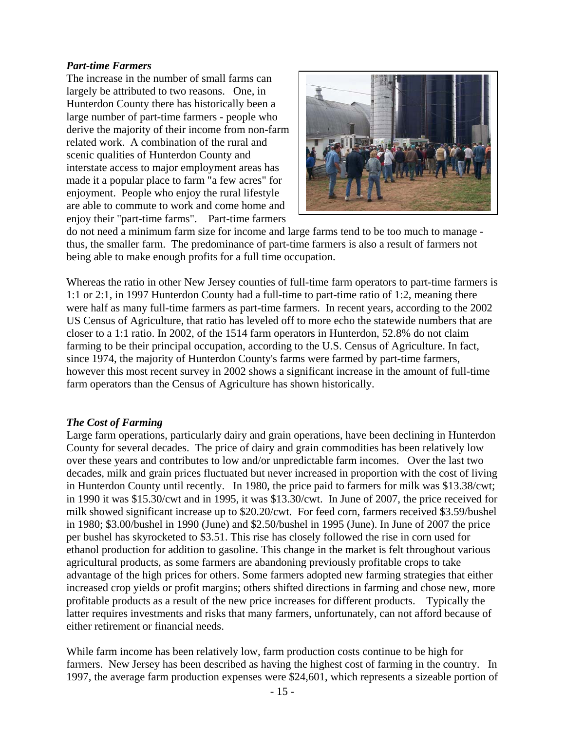### *Part-time Farmers*

The increase in the number of small farms can largely be attributed to two reasons. One, in Hunterdon County there has historically been a large number of part-time farmers - people who derive the majority of their income from non-farm related work. A combination of the rural and scenic qualities of Hunterdon County and interstate access to major employment areas has made it a popular place to farm "a few acres" for enjoyment. People who enjoy the rural lifestyle are able to commute to work and come home and enjoy their "part-time farms". Part-time farmers do not need a minimum farm size for income and large farms tend to be too much to manage - thus, the smaller farm. The predominance of part-time farmers is also a result of farmers not being able to make enough profits for a full time occupation.

Whereas the ratio in other New Jersey counties of full-time farm operators to part-time farmers is 1:1 or 2:1, in 1997 Hunterdon County had a full-time to part-time ratio of 1:2, meaning there were half as many full-time farmers as part-time farmers. In recent years, according to the 2002 US Census of Agriculture, that ratio has leveled off to more echo the statewide numbers that are closer to a 1:1 ratio. In 2002, of the 1514 farm operators in Hunterdon, 52.8% do not claim farming to be their principal occupation, according to the U.S. Census of Agriculture. In fact, since 1974, the majority of Hunterdon County's farms were farmed by part-time farmers, however this most recent survey in 2002 shows a significant increase in the amount of full-time farm operators than the Census of Agriculture has shown historically.

### *The Cost of Farming*

Large farm operations, particularly dairy and grain operations, have been declining in Hunterdon County for several decades. The price of dairy and grain commodities has been relatively low over these years and contributes to low and/or unpredictable farm incomes. Over the last two decades, milk and grain prices fluctuated but never increased in proportion with the cost of living in Hunterdon County until recently. In 1980, the price paid to farmers for milk was \$13.38/cwt; in 1990 it was \$15.30/cwt and in 1995, it was \$13.30/cwt. In June of 2007, the price received for milk showed significant increase up to \$20.20/cwt. For feed corn, farmers received \$3.59/bushel in 1980; \$3.00/bushel in 1990 (June) and \$2.50/bushel in 1995 (June). In June of 2007 the price per bushel has skyrocketed to \$3.51. This rise has closely followed the rise in corn used for ethanol production for addition to gasoline. This change in the market is felt throughout various agricultural products, as some farmers are abandoning previously profitable crops to take advantage of the high prices for others. Some farmers adopted new farming strategies that either increased crop yields or profit margins; others shifted directions in farming and chose new, more profitable products as a result of the new price increases for different products. Typically the latter requires investments and risks that many farmers, unfortunately, can not afford because of either retirement or financial needs.

While farm income has been relatively low, farm production costs continue to be high for farmers. New Jersey has been described as having the highest cost of farming in the country. In 1997, the average farm production expenses were \$24,601, which represents a sizeable portion of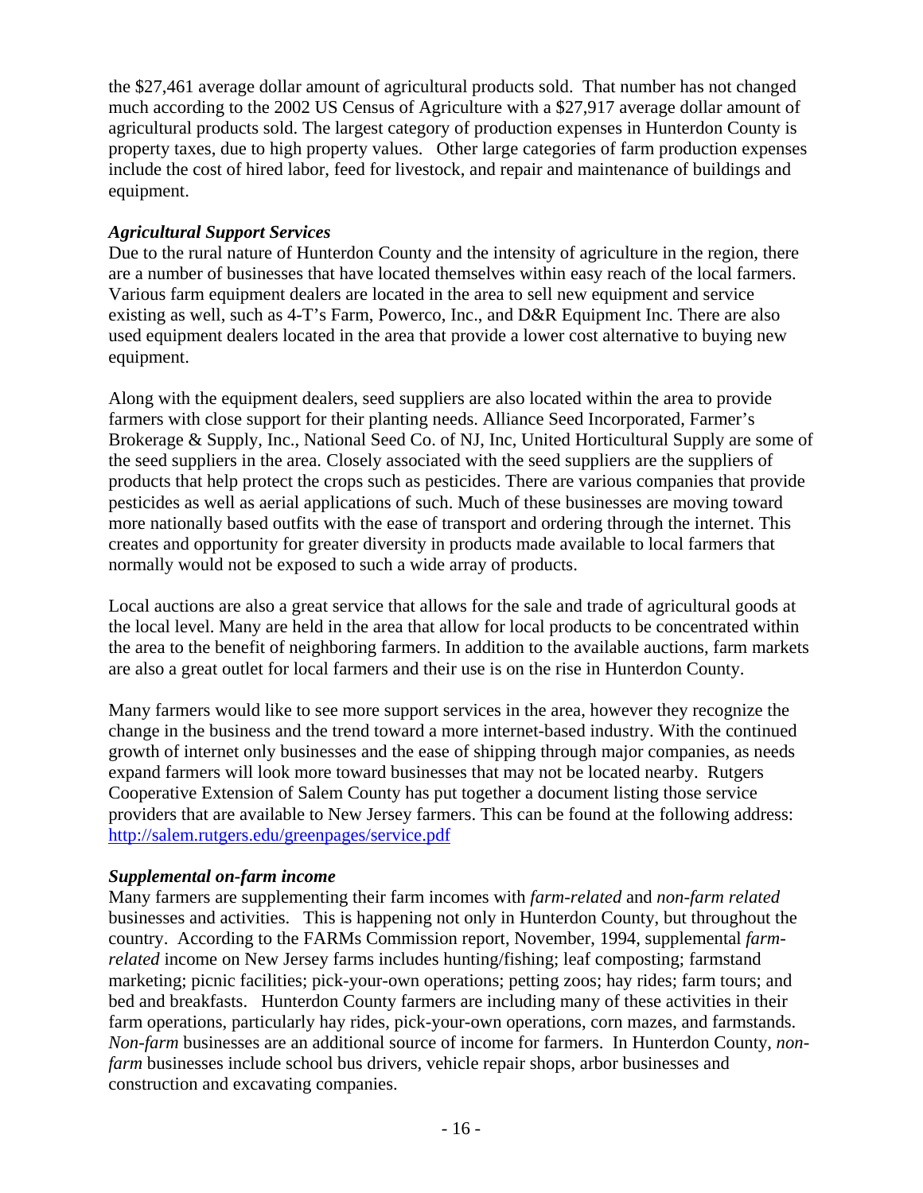the $27,461 average dollar amount of agricultural products sold. That number has not changed much according to the 2002 US Census of Agriculture with a $27,917 average dollar amount of agricultural products sold. The largest category of production expenses in Hunterdon County is property taxes, due to high property values. Other large categories of farm production expenses include the cost of hired labor, feed for livestock, and repair and maintenance of buildings and equipment.

### *Agricultural Support Services*

Due to the rural nature of Hunterdon County and the intensity of agriculture in the region, there are a number of businesses that have located themselves within easy reach of the local farmers. Various farm equipment dealers are located in the area to sell new equipment and service existing as well, such as 4-T's Farm, Powerco, Inc., and D&R Equipment Inc. There are also used equipment dealers located in the area that provide a lower cost alternative to buying new equipment.

Along with the equipment dealers, seed suppliers are also located within the area to provide farmers with close support for their planting needs. Alliance Seed Incorporated, Farmer's Brokerage & Supply, Inc., National Seed Co. of NJ, Inc, United Horticultural Supply are some of the seed suppliers in the area. Closely associated with the seed suppliers are the suppliers of products that help protect the crops such as pesticides. There are various companies that provide pesticides as well as aerial applications of such. Much of these businesses are moving toward more nationally based outfits with the ease of transport and ordering through the internet. This creates and opportunity for greater diversity in products made available to local farmers that normally would not be exposed to such a wide array of products.

Local auctions are also a great service that allows for the sale and trade of agricultural goods at the local level. Many are held in the area that allow for local products to be concentrated within the area to the benefit of neighboring farmers. In addition to the available auctions, farm markets are also a great outlet for local farmers and their use is on the rise in Hunterdon County.

Many farmers would like to see more support services in the area, however they recognize the change in the business and the trend toward a more internet-based industry. With the continued growth of internet only businesses and the ease of shipping through major companies, as needs expand farmers will look more toward businesses that may not be located nearby. Rutgers Cooperative Extension of Salem County has put together a document listing those service providers that are available to New Jersey farmers. This can be found at the following address: [http://salem.rutgers.edu/greenpages/service.pdf](http://salem.rutgers.edu/greenpages/service.pdf)

### *Supplemental on-farm income*

Many farmers are supplementing their farm incomes with *farm-related* and *non-farm related* businesses and activities. This is happening not only in Hunterdon County, but throughout the country. According to the FARMs Commission report, November, 1994, supplemental *farm-related* income on New Jersey farms includes hunting/fishing; leaf composting; farmstand marketing; picnic facilities; pick-your-own operations; petting zoos; hay rides; farm tours; and bed and breakfasts. Hunterdon County farmers are including many of these activities in their farm operations, particularly hay rides, pick-your-own operations, corn mazes, and farmstands. *Non-farm* businesses are an additional source of income for farmers. In Hunterdon County, *non-farm* businesses include school bus drivers, vehicle repair shops, arbor businesses and construction and excavating companies.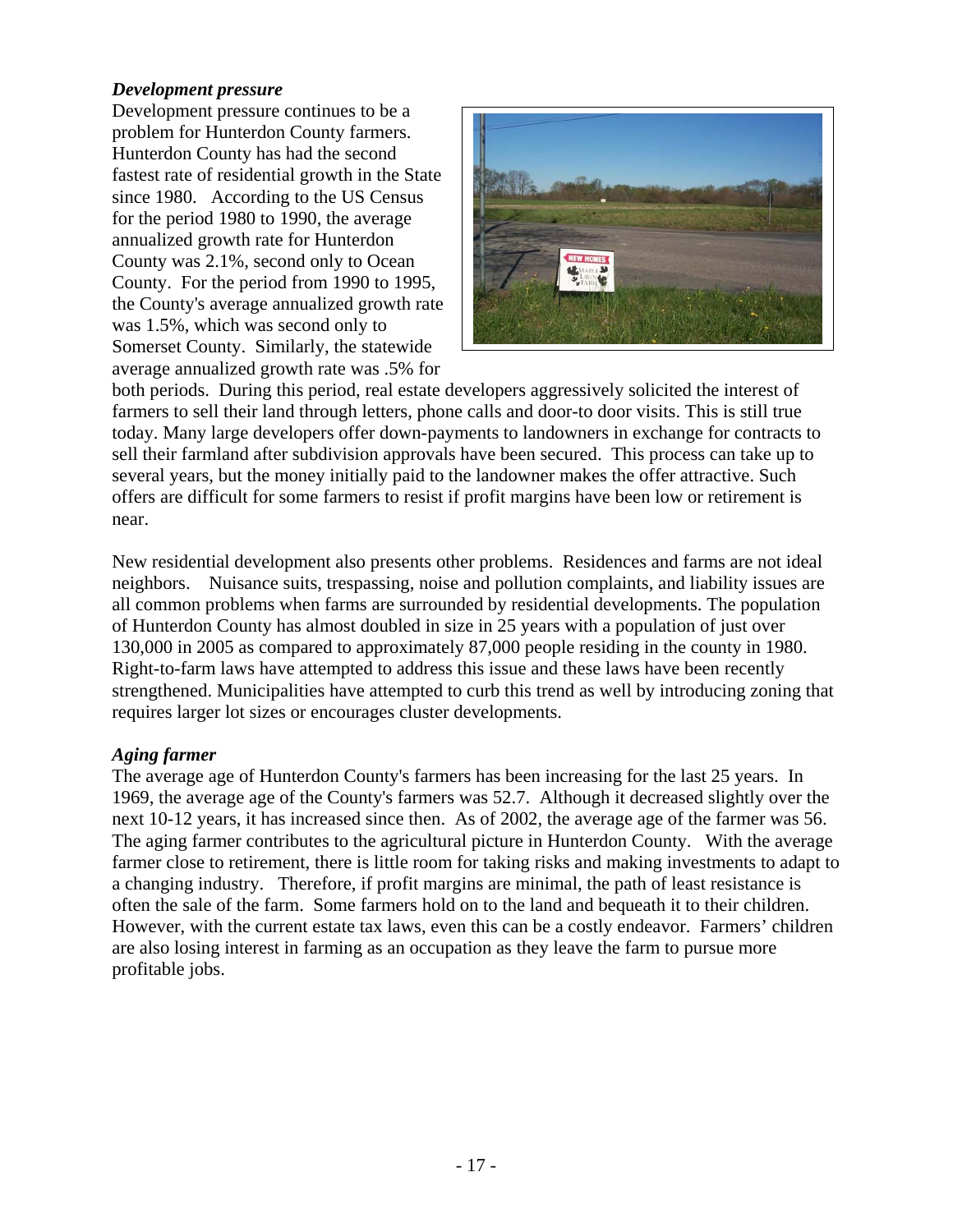### *Development pressure*

Development pressure continues to be a problem for Hunterdon County farmers. Hunterdon County has had the second fastest rate of residential growth in the State since 1980. According to the US Census for the period 1980 to 1990, the average annualized growth rate for Hunterdon County was 2.1%, second only to Ocean County. For the period from 1990 to 1995, the County's average annualized growth rate was 1.5%, which was second only to Somerset County. Similarly, the statewide average annualized growth rate was .5% for both periods. During this period, real estate developers aggressively solicited the interest of farmers to sell their land through letters, phone calls and door-to door visits. This is still true today. Many large developers offer down-payments to landowners in exchange for contracts to sell their farmland after subdivision approvals have been secured. This process can take up to several years, but the money initially paid to the landowner makes the offer attractive. Such offers are difficult for some farmers to resist if profit margins have been low or retirement is near.

New residential development also presents other problems. Residences and farms are not ideal neighbors. Nuisance suits, trespassing, noise and pollution complaints, and liability issues are all common problems when farms are surrounded by residential developments. The population of Hunterdon County has almost doubled in size in 25 years with a population of just over 130,000 in 2005 as compared to approximately 87,000 people residing in the county in 1980. Right-to-farm laws have attempted to address this issue and these laws have been recently strengthened. Municipalities have attempted to curb this trend as well by introducing zoning that requires larger lot sizes or encourages cluster developments.

### *Aging farmer*

The average age of Hunterdon County's farmers has been increasing for the last 25 years. In 1969, the average age of the County's farmers was 52.7. Although it decreased slightly over the next 10-12 years, it has increased since then. As of 2002, the average age of the farmer was 56. The aging farmer contributes to the agricultural picture in Hunterdon County. With the average farmer close to retirement, there is little room for taking risks and making investments to adapt to a changing industry. Therefore, if profit margins are minimal, the path of least resistance is often the sale of the farm. Some farmers hold on to the land and bequeath it to their children. However, with the current estate tax laws, even this can be a costly endeavor. Farmers' children are also losing interest in farming as an occupation as they leave the farm to pursue more profitable jobs.